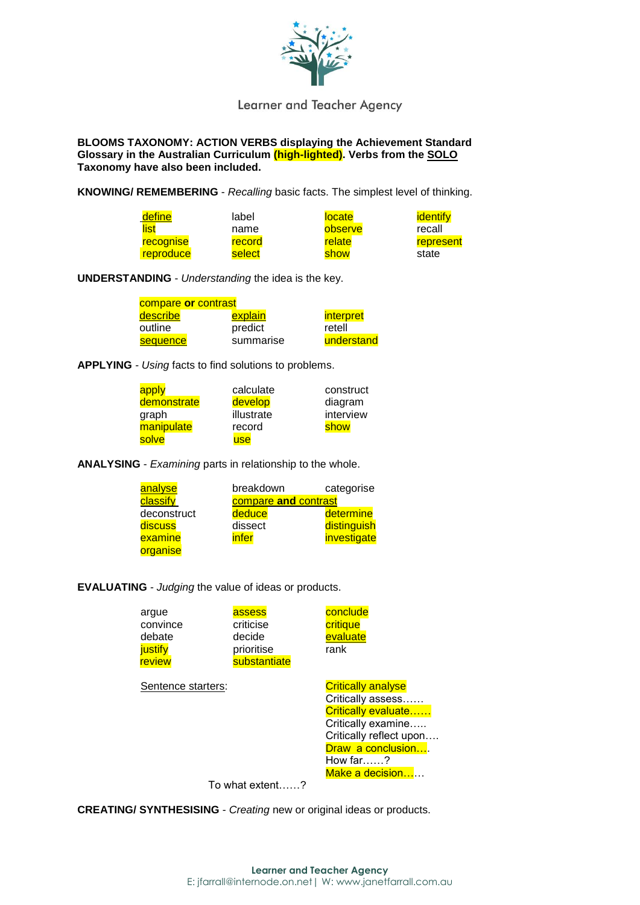Learner and Teacher Agency

**BLOOMS TAXONOMY: ACTION VERBS displaying the Achievement Standard Glossary in the Australian Curriculum (high-lighted). Verbs from the SOLO Taxonomy have also been included.**

**KNOWING/ REMEMBERING** - *Recalling* basic facts. The simplest level of thinking.

| | | | |
|---|---|---|---|
| define | label | locate | identify |
| list | name | observe | recall |
| recognise | record | relate | represent |
| reproduce | select | show | state |

**UNDERSTANDING** - *Understanding* the idea is the key.

| | | |
|---|---|---|
| compare **or** contrast | | |
| describe | explain | interpret |
| outline | predict | retell |
| sequence | summarise | understand |

**APPLYING** - *Using* facts to find solutions to problems.

| | | |
|---|---|---|
| apply | calculate | construct |
| demonstrate | develop | diagram |
| graph | illustrate | interview |
| manipulate | record | show |
| solve | use | |

**ANALYSING** - *Examining* parts in relationship to the whole.

| | | |
|---|---|---|
| analyse | breakdown | categorise |
| classify | compare **and** contrast | |
| deconstruct | deduce | determine |
| discuss | dissect | distinguish |
| examine | infer | investigate |
| organise | | |

**EVALUATING** - *Judging* the value of ideas or products.

| | | |
|---|---|---|
| argue | assess | conclude |
| convince | criticise | critique |
| debate | decide | evaluate |
| justify | prioritise | rank |
| review | substantiate | |

Sentence starters:

- Critically analyse
- Critically assess……
- Critically evaluate……
- Critically examine…..
- Critically reflect upon….
- Draw a conclusion….
- How far……?
- Make a decision……
- To what extent……?

**CREATING/ SYNTHESISING** - *Creating* new or original ideas or products.

Learner and Teacher Agency
E: jfarrall@internode.on.net | W: www.janetfarrall.com.au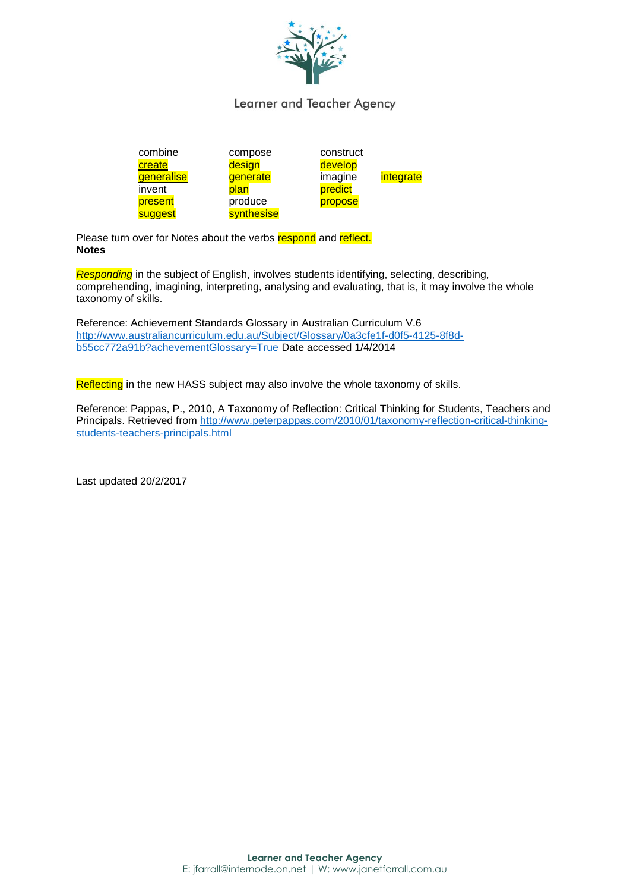| | | | |
|---|---|---|---|
| combine | compose | construct | |
| create | design | develop | |
| generalise | generate | imagine | integrate |
| invent | plan | predict | |
| present | produce | propose | |
| suggest | synthesise | | |

Please turn over for Notes about the verbs respond and reflect.

**Notes**

*Responding* in the subject of English, involves students identifying, selecting, describing, comprehending, imagining, interpreting, analysing and evaluating, that is, it may involve the whole taxonomy of skills.

Reference: Achievement Standards Glossary in Australian Curriculum V.6 http://www.australiancurriculum.edu.au/Subject/Glossary/0a3cfe1f-d0f5-4125-8f8d-b55cc772a91b?achevementGlossary=True Date accessed 1/4/2014

Reflecting in the new HASS subject may also involve the whole taxonomy of skills.

Reference: Pappas, P., 2010, A Taxonomy of Reflection: Critical Thinking for Students, Teachers and Principals. Retrieved from http://www.peterpappas.com/2010/01/taxonomy-reflection-critical-thinking-students-teachers-principals.html

Last updated 20/2/2017